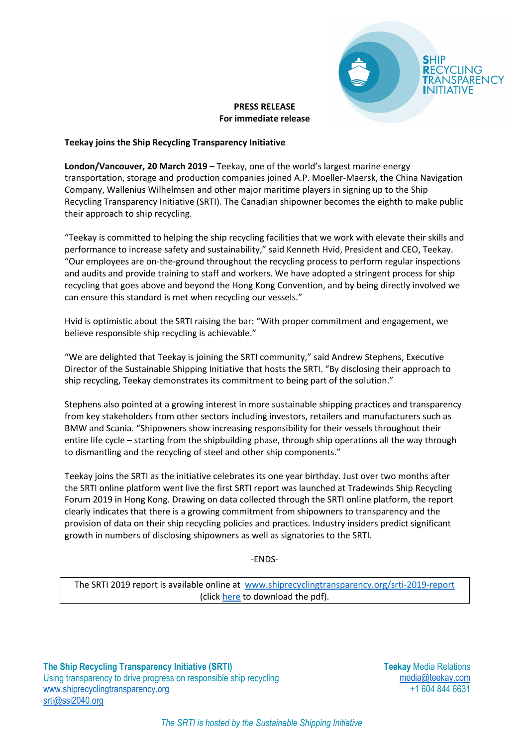SHIP RECYCLING TRANSPARENCY INITIATIVE

**PRESS RELEASE**
**For immediate release**

**Teekay joins the Ship Recycling Transparency Initiative**

**London/Vancouver, 20 March 2019** – Teekay, one of the world's largest marine energy transportation, storage and production companies joined A.P. Moeller-Maersk, the China Navigation Company, Wallenius Wilhelmsen and other major maritime players in signing up to the Ship Recycling Transparency Initiative (SRTI). The Canadian shipowner becomes the eighth to make public their approach to ship recycling.

"Teekay is committed to helping the ship recycling facilities that we work with elevate their skills and performance to increase safety and sustainability," said Kenneth Hvid, President and CEO, Teekay. "Our employees are on-the-ground throughout the recycling process to perform regular inspections and audits and provide training to staff and workers. We have adopted a stringent process for ship recycling that goes above and beyond the Hong Kong Convention, and by being directly involved we can ensure this standard is met when recycling our vessels."

Hvid is optimistic about the SRTI raising the bar: "With proper commitment and engagement, we believe responsible ship recycling is achievable."

"We are delighted that Teekay is joining the SRTI community," said Andrew Stephens, Executive Director of the Sustainable Shipping Initiative that hosts the SRTI. "By disclosing their approach to ship recycling, Teekay demonstrates its commitment to being part of the solution."

Stephens also pointed at a growing interest in more sustainable shipping practices and transparency from key stakeholders from other sectors including investors, retailers and manufacturers such as BMW and Scania. "Shipowners show increasing responsibility for their vessels throughout their entire life cycle – starting from the shipbuilding phase, through ship operations all the way through to dismantling and the recycling of steel and other ship components."

Teekay joins the SRTI as the initiative celebrates its one year birthday. Just over two months after the SRTI online platform went live the first SRTI report was launched at Tradewinds Ship Recycling Forum 2019 in Hong Kong. Drawing on data collected through the SRTI online platform, the report clearly indicates that there is a growing commitment from shipowners to transparency and the provision of data on their ship recycling policies and practices. Industry insiders predict significant growth in numbers of disclosing shipowners as well as signatories to the SRTI.

-ENDS-

The SRTI 2019 report is available online at www.shiprecyclingtransparency.org/srti-2019-report (click here to download the pdf).

**The Ship Recycling Transparency Initiative (SRTI)**
Using transparency to drive progress on responsible ship recycling
www.shiprecyclingtransparency.org
srti@ssi2040.org

**Teekay** Media Relations
media@teekay.com
+1 604 844 6631

*The SRTI is hosted by the Sustainable Shipping Initiative*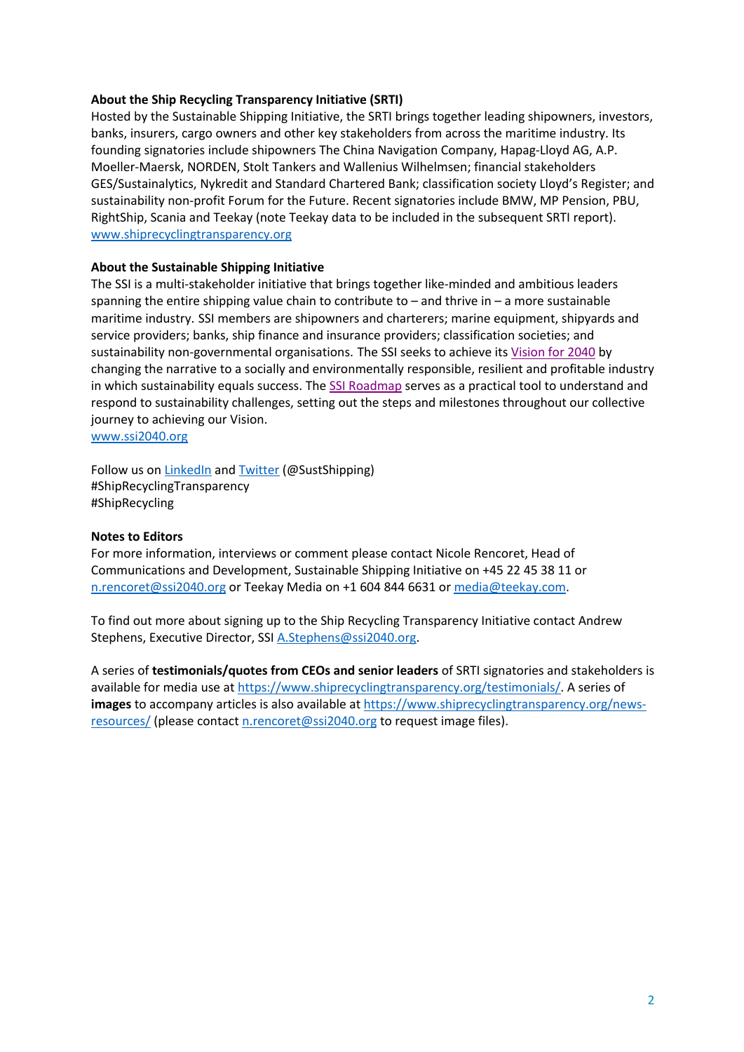**About the Ship Recycling Transparency Initiative (SRTI)**

Hosted by the Sustainable Shipping Initiative, the SRTI brings together leading shipowners, investors, banks, insurers, cargo owners and other key stakeholders from across the maritime industry. Its founding signatories include shipowners The China Navigation Company, Hapag-Lloyd AG, A.P. Moeller-Maersk, NORDEN, Stolt Tankers and Wallenius Wilhelmsen; financial stakeholders GES/Sustainalytics, Nykredit and Standard Chartered Bank; classification society Lloyd's Register; and sustainability non-profit Forum for the Future. Recent signatories include BMW, MP Pension, PBU, RightShip, Scania and Teekay (note Teekay data to be included in the subsequent SRTI report).
[www.shiprecyclingtransparency.org](www.shiprecyclingtransparency.org)

**About the Sustainable Shipping Initiative**

The SSI is a multi-stakeholder initiative that brings together like-minded and ambitious leaders spanning the entire shipping value chain to contribute to – and thrive in – a more sustainable maritime industry. SSI members are shipowners and charterers; marine equipment, shipyards and service providers; banks, ship finance and insurance providers; classification societies; and sustainability non-governmental organisations. The SSI seeks to achieve its Vision for 2040 by changing the narrative to a socially and environmentally responsible, resilient and profitable industry in which sustainability equals success. The SSI Roadmap serves as a practical tool to understand and respond to sustainability challenges, setting out the steps and milestones throughout our collective journey to achieving our Vision.
[www.ssi2040.org](www.ssi2040.org)

Follow us on LinkedIn and Twitter (@SustShipping)
#ShipRecyclingTransparency
#ShipRecycling

**Notes to Editors**

For more information, interviews or comment please contact Nicole Rencoret, Head of Communications and Development, Sustainable Shipping Initiative on +45 22 45 38 11 or n.rencoret@ssi2040.org or Teekay Media on +1 604 844 6631 or media@teekay.com.

To find out more about signing up to the Ship Recycling Transparency Initiative contact Andrew Stephens, Executive Director, SSI A.Stephens@ssi2040.org.

A series of **testimonials/quotes from CEOs and senior leaders** of SRTI signatories and stakeholders is available for media use at https://www.shiprecyclingtransparency.org/testimonials/. A series of **images** to accompany articles is also available at https://www.shiprecyclingtransparency.org/news-resources/ (please contact n.rencoret@ssi2040.org to request image files).